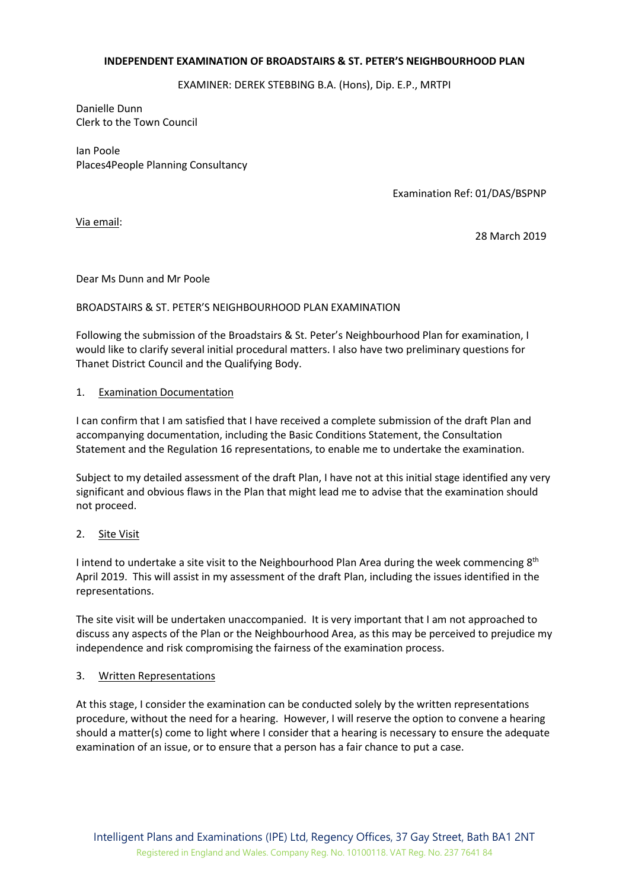**INDEPENDENT EXAMINATION OF BROADSTAIRS & ST. PETER'S NEIGHBOURHOOD PLAN**

EXAMINER: DEREK STEBBING B.A. (Hons), Dip. E.P., MRTPI

Danielle Dunn
Clerk to the Town Council

Ian Poole
Places4People Planning Consultancy

Examination Ref: 01/DAS/BSPNP

Via email:

28 March 2019

Dear Ms Dunn and Mr Poole

BROADSTAIRS & ST. PETER'S NEIGHBOURHOOD PLAN EXAMINATION

Following the submission of the Broadstairs & St. Peter's Neighbourhood Plan for examination, I would like to clarify several initial procedural matters. I also have two preliminary questions for Thanet District Council and the Qualifying Body.

1. Examination Documentation

I can confirm that I am satisfied that I have received a complete submission of the draft Plan and accompanying documentation, including the Basic Conditions Statement, the Consultation Statement and the Regulation 16 representations, to enable me to undertake the examination.

Subject to my detailed assessment of the draft Plan, I have not at this initial stage identified any very significant and obvious flaws in the Plan that might lead me to advise that the examination should not proceed.

2. Site Visit

I intend to undertake a site visit to the Neighbourhood Plan Area during the week commencing 8th April 2019. This will assist in my assessment of the draft Plan, including the issues identified in the representations.

The site visit will be undertaken unaccompanied. It is very important that I am not approached to discuss any aspects of the Plan or the Neighbourhood Area, as this may be perceived to prejudice my independence and risk compromising the fairness of the examination process.

3. Written Representations

At this stage, I consider the examination can be conducted solely by the written representations procedure, without the need for a hearing. However, I will reserve the option to convene a hearing should a matter(s) come to light where I consider that a hearing is necessary to ensure the adequate examination of an issue, or to ensure that a person has a fair chance to put a case.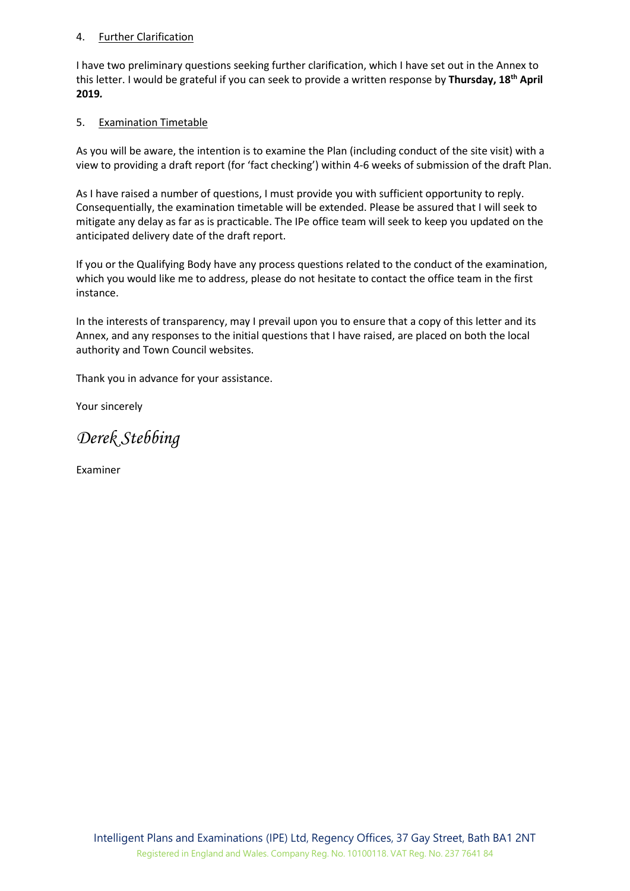4. <u>Further Clarification</u>

I have two preliminary questions seeking further clarification, which I have set out in the Annex to this letter. I would be grateful if you can seek to provide a written response by **Thursday, 18th April 2019.**

5. <u>Examination Timetable</u>

As you will be aware, the intention is to examine the Plan (including conduct of the site visit) with a view to providing a draft report (for 'fact checking') within 4-6 weeks of submission of the draft Plan.

As I have raised a number of questions, I must provide you with sufficient opportunity to reply. Consequentially, the examination timetable will be extended. Please be assured that I will seek to mitigate any delay as far as is practicable. The IPe office team will seek to keep you updated on the anticipated delivery date of the draft report.

If you or the Qualifying Body have any process questions related to the conduct of the examination, which you would like me to address, please do not hesitate to contact the office team in the first instance.

In the interests of transparency, may I prevail upon you to ensure that a copy of this letter and its Annex, and any responses to the initial questions that I have raised, are placed on both the local authority and Town Council websites.

Thank you in advance for your assistance.

Your sincerely

*Derek Stebbing*

Examiner

Intelligent Plans and Examinations (IPE) Ltd, Regency Offices, 37 Gay Street, Bath BA1 2NT
Registered in England and Wales. Company Reg. No. 10100118. VAT Reg. No. 237 7641 84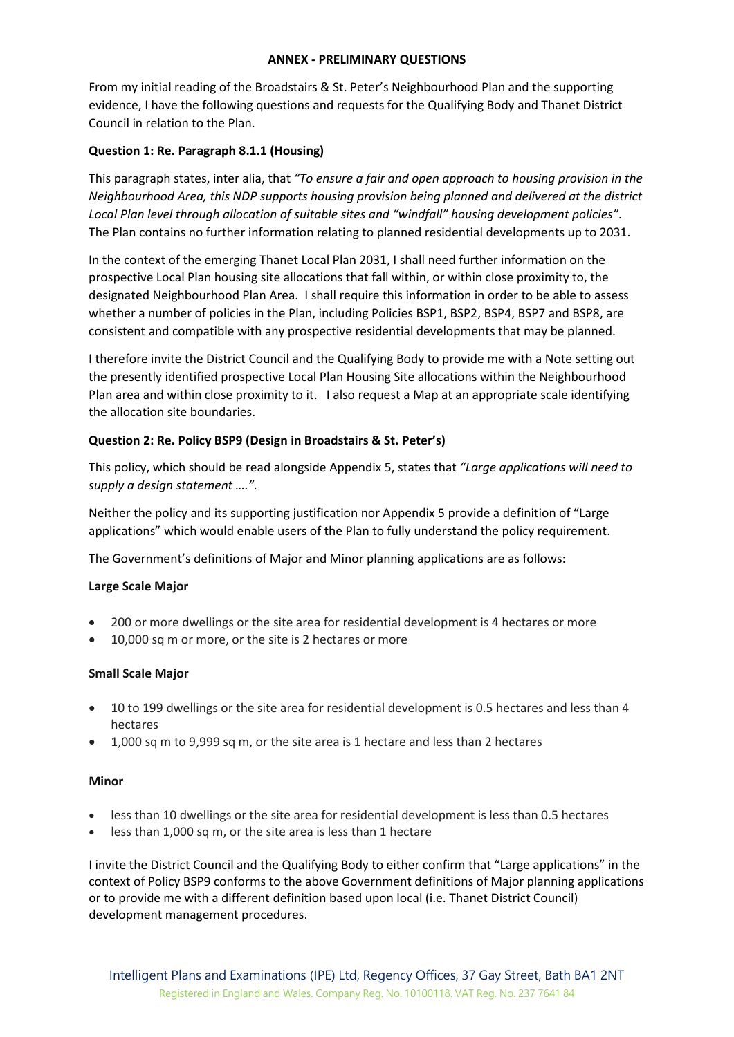**ANNEX - PRELIMINARY QUESTIONS**

From my initial reading of the Broadstairs & St. Peter's Neighbourhood Plan and the supporting evidence, I have the following questions and requests for the Qualifying Body and Thanet District Council in relation to the Plan.

**Question 1: Re. Paragraph 8.1.1 (Housing)**

This paragraph states, inter alia, that *"To ensure a fair and open approach to housing provision in the Neighbourhood Area, this NDP supports housing provision being planned and delivered at the district Local Plan level through allocation of suitable sites and "windfall" housing development policies"*. The Plan contains no further information relating to planned residential developments up to 2031.

In the context of the emerging Thanet Local Plan 2031, I shall need further information on the prospective Local Plan housing site allocations that fall within, or within close proximity to, the designated Neighbourhood Plan Area. I shall require this information in order to be able to assess whether a number of policies in the Plan, including Policies BSP1, BSP2, BSP4, BSP7 and BSP8, are consistent and compatible with any prospective residential developments that may be planned.

I therefore invite the District Council and the Qualifying Body to provide me with a Note setting out the presently identified prospective Local Plan Housing Site allocations within the Neighbourhood Plan area and within close proximity to it. I also request a Map at an appropriate scale identifying the allocation site boundaries.

**Question 2: Re. Policy BSP9 (Design in Broadstairs & St. Peter's)**

This policy, which should be read alongside Appendix 5, states that *"Large applications will need to supply a design statement ….".*

Neither the policy and its supporting justification nor Appendix 5 provide a definition of "Large applications" which would enable users of the Plan to fully understand the policy requirement.

The Government's definitions of Major and Minor planning applications are as follows:

**Large Scale Major**

- 200 or more dwellings or the site area for residential development is 4 hectares or more
- 10,000 sq m or more, or the site is 2 hectares or more

**Small Scale Major**

- 10 to 199 dwellings or the site area for residential development is 0.5 hectares and less than 4 hectares
- 1,000 sq m to 9,999 sq m, or the site area is 1 hectare and less than 2 hectares

**Minor**

- less than 10 dwellings or the site area for residential development is less than 0.5 hectares
- less than 1,000 sq m, or the site area is less than 1 hectare

I invite the District Council and the Qualifying Body to either confirm that "Large applications" in the context of Policy BSP9 conforms to the above Government definitions of Major planning applications or to provide me with a different definition based upon local (i.e. Thanet District Council) development management procedures.